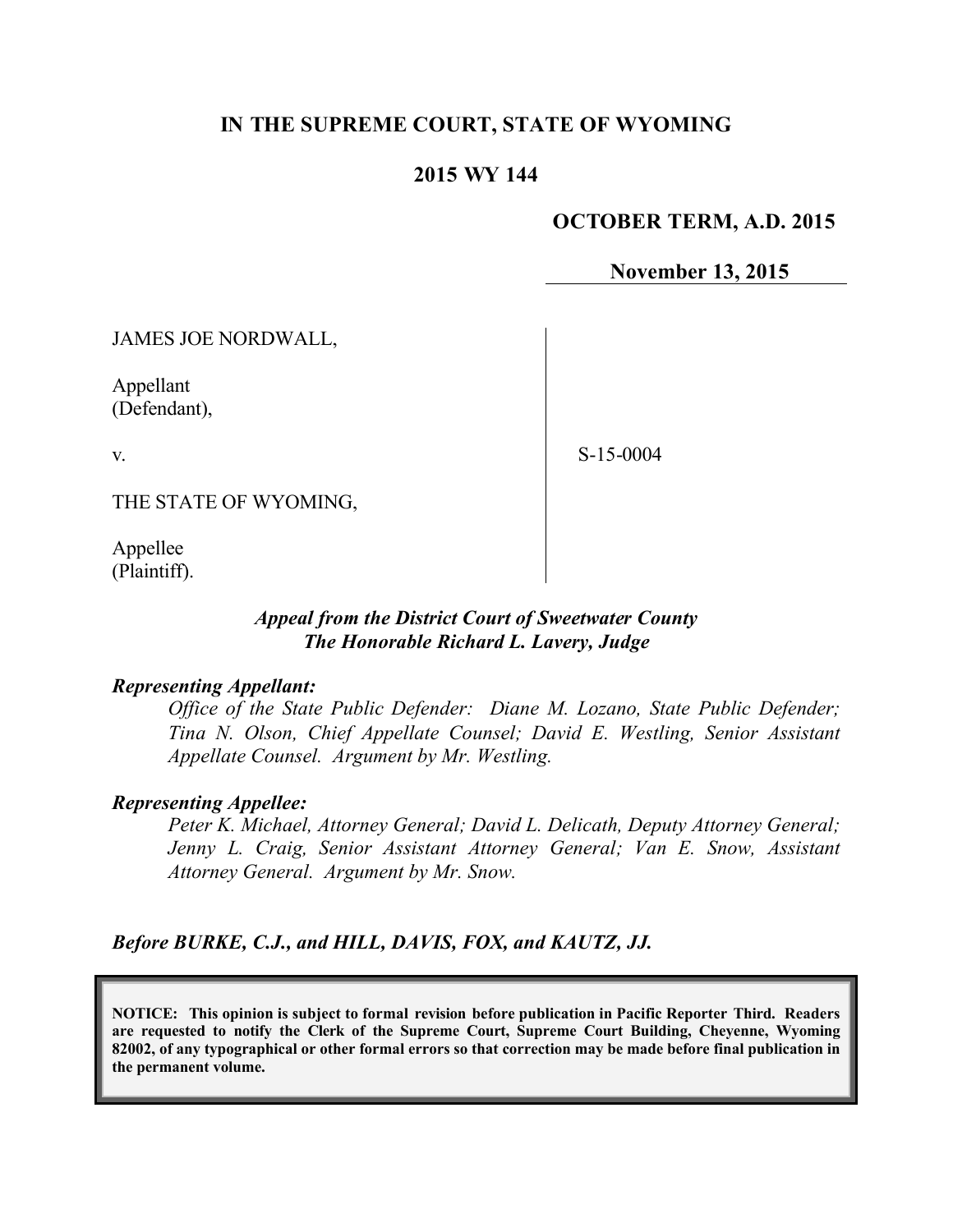# IN THE SUPREME COURT, STATE OF WYOMING

## 2015 WY 144

**OCTOBER TERM, A.D. 2015**

**November 13, 2015**

JAMES JOE NORDWALL,

Appellant
(Defendant),

v.

S-15-0004

THE STATE OF WYOMING,

Appellee
(Plaintiff).

***Appeal from the District Court of Sweetwater County***
***The Honorable Richard L. Lavery, Judge***

***Representing Appellant:***

*Office of the State Public Defender: Diane M. Lozano, State Public Defender; Tina N. Olson, Chief Appellate Counsel; David E. Westling, Senior Assistant Appellate Counsel. Argument by Mr. Westling.*

***Representing Appellee:***

*Peter K. Michael, Attorney General; David L. Delicath, Deputy Attorney General; Jenny L. Craig, Senior Assistant Attorney General; Van E. Snow, Assistant Attorney General. Argument by Mr. Snow.*

***Before BURKE, C.J., and HILL, DAVIS, FOX, and KAUTZ, JJ.***

**NOTICE: This opinion is subject to formal revision before publication in Pacific Reporter Third. Readers are requested to notify the Clerk of the Supreme Court, Supreme Court Building, Cheyenne, Wyoming 82002, of any typographical or other formal errors so that correction may be made before final publication in the permanent volume.**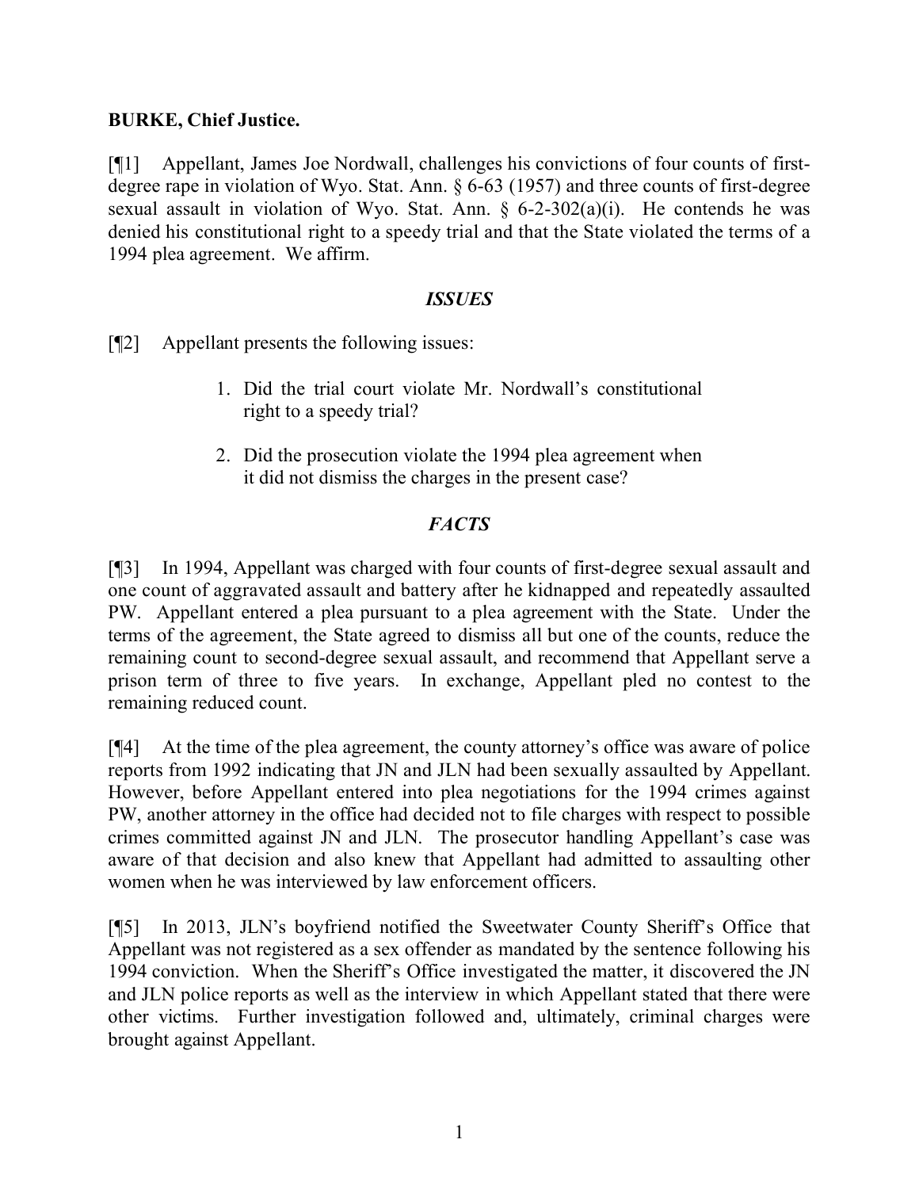**BURKE, Chief Justice.**

[¶1] Appellant, James Joe Nordwall, challenges his convictions of four counts of first-degree rape in violation of Wyo. Stat. Ann. § 6-63 (1957) and three counts of first-degree sexual assault in violation of Wyo. Stat. Ann. § 6-2-302(a)(i). He contends he was denied his constitutional right to a speedy trial and that the State violated the terms of a 1994 plea agreement. We affirm.

## *ISSUES*

[¶2] Appellant presents the following issues:

> 1. Did the trial court violate Mr. Nordwall's constitutional right to a speedy trial?
>
> 2. Did the prosecution violate the 1994 plea agreement when it did not dismiss the charges in the present case?

## *FACTS*

[¶3] In 1994, Appellant was charged with four counts of first-degree sexual assault and one count of aggravated assault and battery after he kidnapped and repeatedly assaulted PW. Appellant entered a plea pursuant to a plea agreement with the State. Under the terms of the agreement, the State agreed to dismiss all but one of the counts, reduce the remaining count to second-degree sexual assault, and recommend that Appellant serve a prison term of three to five years. In exchange, Appellant pled no contest to the remaining reduced count.

[¶4] At the time of the plea agreement, the county attorney's office was aware of police reports from 1992 indicating that JN and JLN had been sexually assaulted by Appellant. However, before Appellant entered into plea negotiations for the 1994 crimes against PW, another attorney in the office had decided not to file charges with respect to possible crimes committed against JN and JLN. The prosecutor handling Appellant's case was aware of that decision and also knew that Appellant had admitted to assaulting other women when he was interviewed by law enforcement officers.

[¶5] In 2013, JLN's boyfriend notified the Sweetwater County Sheriff's Office that Appellant was not registered as a sex offender as mandated by the sentence following his 1994 conviction. When the Sheriff's Office investigated the matter, it discovered the JN and JLN police reports as well as the interview in which Appellant stated that there were other victims. Further investigation followed and, ultimately, criminal charges were brought against Appellant.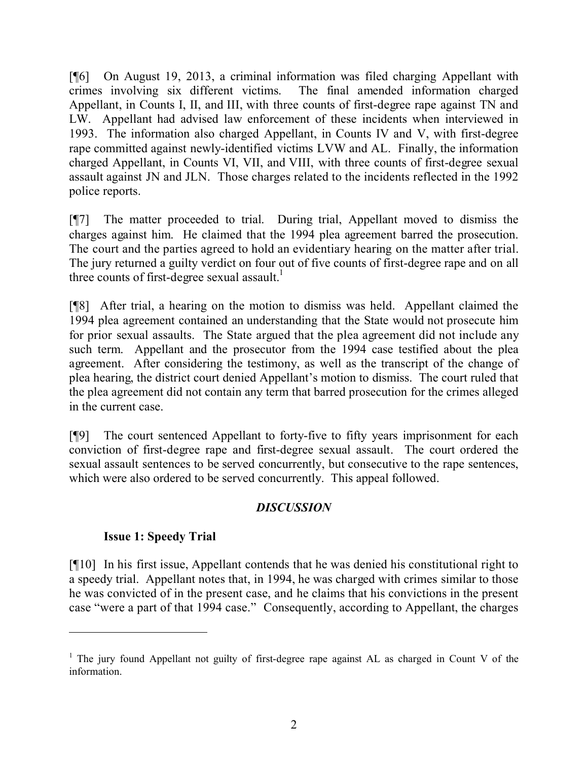[¶6] On August 19, 2013, a criminal information was filed charging Appellant with crimes involving six different victims. The final amended information charged Appellant, in Counts I, II, and III, with three counts of first-degree rape against TN and LW. Appellant had advised law enforcement of these incidents when interviewed in 1993. The information also charged Appellant, in Counts IV and V, with first-degree rape committed against newly-identified victims LVW and AL. Finally, the information charged Appellant, in Counts VI, VII, and VIII, with three counts of first-degree sexual assault against JN and JLN. Those charges related to the incidents reflected in the 1992 police reports.

[¶7] The matter proceeded to trial. During trial, Appellant moved to dismiss the charges against him. He claimed that the 1994 plea agreement barred the prosecution. The court and the parties agreed to hold an evidentiary hearing on the matter after trial. The jury returned a guilty verdict on four out of five counts of first-degree rape and on all three counts of first-degree sexual assault.[1]

[¶8] After trial, a hearing on the motion to dismiss was held. Appellant claimed the 1994 plea agreement contained an understanding that the State would not prosecute him for prior sexual assaults. The State argued that the plea agreement did not include any such term. Appellant and the prosecutor from the 1994 case testified about the plea agreement. After considering the testimony, as well as the transcript of the change of plea hearing, the district court denied Appellant's motion to dismiss. The court ruled that the plea agreement did not contain any term that barred prosecution for the crimes alleged in the current case.

[¶9] The court sentenced Appellant to forty-five to fifty years imprisonment for each conviction of first-degree rape and first-degree sexual assault. The court ordered the sexual assault sentences to be served concurrently, but consecutive to the rape sentences, which were also ordered to be served concurrently. This appeal followed.

## *DISCUSSION*

### Issue 1: Speedy Trial

[¶10] In his first issue, Appellant contends that he was denied his constitutional right to a speedy trial. Appellant notes that, in 1994, he was charged with crimes similar to those he was convicted of in the present case, and he claims that his convictions in the present case "were a part of that 1994 case." Consequently, according to Appellant, the charges

---

[1] The jury found Appellant not guilty of first-degree rape against AL as charged in Count V of the information.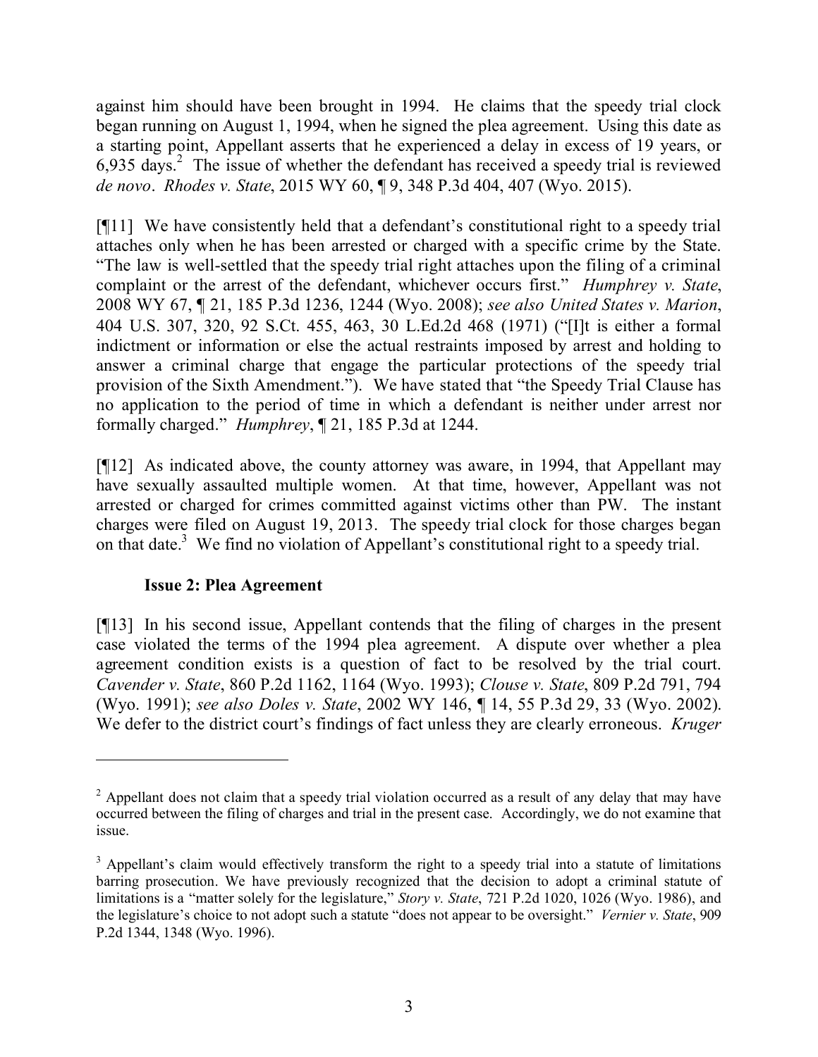against him should have been brought in 1994. He claims that the speedy trial clock began running on August 1, 1994, when he signed the plea agreement. Using this date as a starting point, Appellant asserts that he experienced a delay in excess of 19 years, or 6,935 days.[2] The issue of whether the defendant has received a speedy trial is reviewed *de novo*. *Rhodes v. State*, 2015 WY 60, ¶ 9, 348 P.3d 404, 407 (Wyo. 2015).

[¶11] We have consistently held that a defendant's constitutional right to a speedy trial attaches only when he has been arrested or charged with a specific crime by the State. "The law is well-settled that the speedy trial right attaches upon the filing of a criminal complaint or the arrest of the defendant, whichever occurs first." *Humphrey v. State*, 2008 WY 67, ¶ 21, 185 P.3d 1236, 1244 (Wyo. 2008); *see also United States v. Marion*, 404 U.S. 307, 320, 92 S.Ct. 455, 463, 30 L.Ed.2d 468 (1971) ("[I]t is either a formal indictment or information or else the actual restraints imposed by arrest and holding to answer a criminal charge that engage the particular protections of the speedy trial provision of the Sixth Amendment."). We have stated that "the Speedy Trial Clause has no application to the period of time in which a defendant is neither under arrest nor formally charged." *Humphrey*, ¶ 21, 185 P.3d at 1244.

[¶12] As indicated above, the county attorney was aware, in 1994, that Appellant may have sexually assaulted multiple women. At that time, however, Appellant was not arrested or charged for crimes committed against victims other than PW. The instant charges were filed on August 19, 2013. The speedy trial clock for those charges began on that date.[3] We find no violation of Appellant's constitutional right to a speedy trial.

**Issue 2: Plea Agreement**

[¶13] In his second issue, Appellant contends that the filing of charges in the present case violated the terms of the 1994 plea agreement. A dispute over whether a plea agreement condition exists is a question of fact to be resolved by the trial court. *Cavender v. State*, 860 P.2d 1162, 1164 (Wyo. 1993); *Clouse v. State*, 809 P.2d 791, 794 (Wyo. 1991); *see also Doles v. State*, 2002 WY 146, ¶ 14, 55 P.3d 29, 33 (Wyo. 2002). We defer to the district court's findings of fact unless they are clearly erroneous. *Kruger*

---

[2] Appellant does not claim that a speedy trial violation occurred as a result of any delay that may have occurred between the filing of charges and trial in the present case. Accordingly, we do not examine that issue.

[3] Appellant's claim would effectively transform the right to a speedy trial into a statute of limitations barring prosecution. We have previously recognized that the decision to adopt a criminal statute of limitations is a "matter solely for the legislature," *Story v. State*, 721 P.2d 1020, 1026 (Wyo. 1986), and the legislature's choice to not adopt such a statute "does not appear to be oversight." *Vernier v. State*, 909 P.2d 1344, 1348 (Wyo. 1996).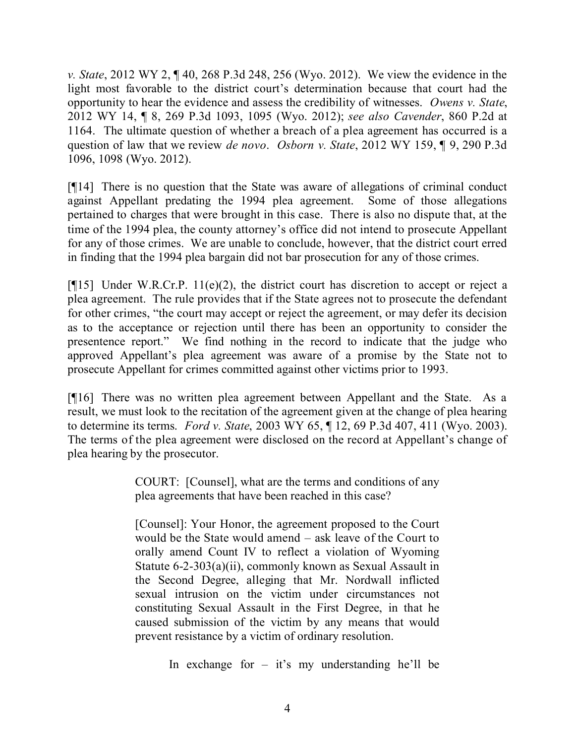*v. State*, 2012 WY 2, ¶ 40, 268 P.3d 248, 256 (Wyo. 2012). We view the evidence in the light most favorable to the district court's determination because that court had the opportunity to hear the evidence and assess the credibility of witnesses. *Owens v. State*, 2012 WY 14, ¶ 8, 269 P.3d 1093, 1095 (Wyo. 2012); *see also Cavender*, 860 P.2d at 1164. The ultimate question of whether a breach of a plea agreement has occurred is a question of law that we review *de novo*. *Osborn v. State*, 2012 WY 159, ¶ 9, 290 P.3d 1096, 1098 (Wyo. 2012).

[¶14] There is no question that the State was aware of allegations of criminal conduct against Appellant predating the 1994 plea agreement. Some of those allegations pertained to charges that were brought in this case. There is also no dispute that, at the time of the 1994 plea, the county attorney's office did not intend to prosecute Appellant for any of those crimes. We are unable to conclude, however, that the district court erred in finding that the 1994 plea bargain did not bar prosecution for any of those crimes.

[¶15] Under W.R.Cr.P. 11(e)(2), the district court has discretion to accept or reject a plea agreement. The rule provides that if the State agrees not to prosecute the defendant for other crimes, "the court may accept or reject the agreement, or may defer its decision as to the acceptance or rejection until there has been an opportunity to consider the presentence report." We find nothing in the record to indicate that the judge who approved Appellant's plea agreement was aware of a promise by the State not to prosecute Appellant for crimes committed against other victims prior to 1993.

[¶16] There was no written plea agreement between Appellant and the State. As a result, we must look to the recitation of the agreement given at the change of plea hearing to determine its terms. *Ford v. State*, 2003 WY 65, ¶ 12, 69 P.3d 407, 411 (Wyo. 2003). The terms of the plea agreement were disclosed on the record at Appellant's change of plea hearing by the prosecutor.

> COURT: [Counsel], what are the terms and conditions of any plea agreements that have been reached in this case?
>
> [Counsel]: Your Honor, the agreement proposed to the Court would be the State would amend – ask leave of the Court to orally amend Count IV to reflect a violation of Wyoming Statute 6-2-303(a)(ii), commonly known as Sexual Assault in the Second Degree, alleging that Mr. Nordwall inflicted sexual intrusion on the victim under circumstances not constituting Sexual Assault in the First Degree, in that he caused submission of the victim by any means that would prevent resistance by a victim of ordinary resolution.
>
> In exchange for – it's my understanding he'll be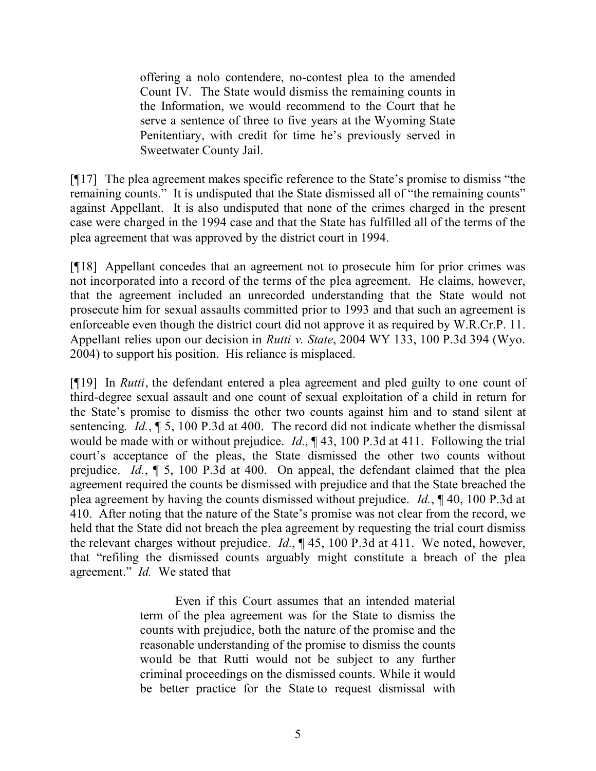> offering a nolo contendere, no-contest plea to the amended Count IV. The State would dismiss the remaining counts in the Information, we would recommend to the Court that he serve a sentence of three to five years at the Wyoming State Penitentiary, with credit for time he's previously served in Sweetwater County Jail.

[¶17] The plea agreement makes specific reference to the State's promise to dismiss "the remaining counts." It is undisputed that the State dismissed all of "the remaining counts" against Appellant. It is also undisputed that none of the crimes charged in the present case were charged in the 1994 case and that the State has fulfilled all of the terms of the plea agreement that was approved by the district court in 1994.

[¶18] Appellant concedes that an agreement not to prosecute him for prior crimes was not incorporated into a record of the terms of the plea agreement. He claims, however, that the agreement included an unrecorded understanding that the State would not prosecute him for sexual assaults committed prior to 1993 and that such an agreement is enforceable even though the district court did not approve it as required by W.R.Cr.P. 11. Appellant relies upon our decision in *Rutti v. State*, 2004 WY 133, 100 P.3d 394 (Wyo. 2004) to support his position. His reliance is misplaced.

[¶19] In *Rutti*, the defendant entered a plea agreement and pled guilty to one count of third-degree sexual assault and one count of sexual exploitation of a child in return for the State's promise to dismiss the other two counts against him and to stand silent at sentencing. *Id.*, ¶ 5, 100 P.3d at 400. The record did not indicate whether the dismissal would be made with or without prejudice. *Id.*, ¶ 43, 100 P.3d at 411. Following the trial court's acceptance of the pleas, the State dismissed the other two counts without prejudice. *Id.*, ¶ 5, 100 P.3d at 400. On appeal, the defendant claimed that the plea agreement required the counts be dismissed with prejudice and that the State breached the plea agreement by having the counts dismissed without prejudice. *Id.*, ¶ 40, 100 P.3d at 410. After noting that the nature of the State's promise was not clear from the record, we held that the State did not breach the plea agreement by requesting the trial court dismiss the relevant charges without prejudice. *Id.*, ¶ 45, 100 P.3d at 411. We noted, however, that "refiling the dismissed counts arguably might constitute a breach of the plea agreement." *Id.* We stated that

> Even if this Court assumes that an intended material term of the plea agreement was for the State to dismiss the counts with prejudice, both the nature of the promise and the reasonable understanding of the promise to dismiss the counts would be that Rutti would not be subject to any further criminal proceedings on the dismissed counts. While it would be better practice for the State to request dismissal with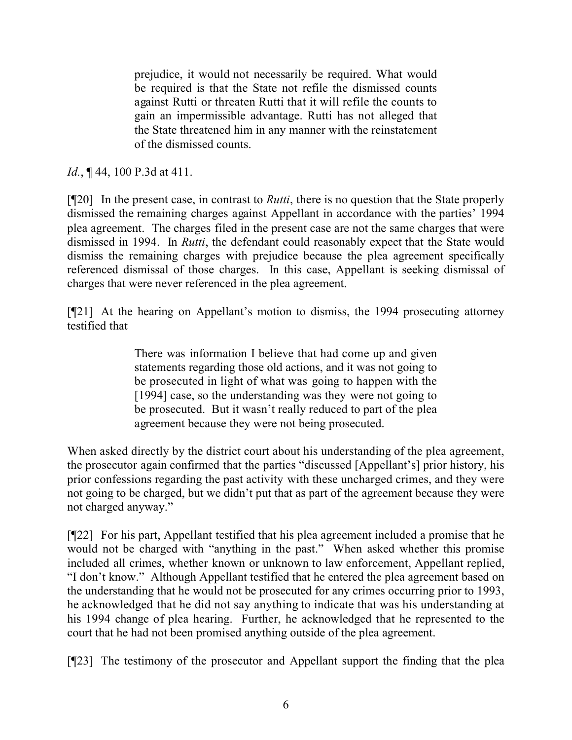> prejudice, it would not necessarily be required. What would be required is that the State not refile the dismissed counts against Rutti or threaten Rutti that it will refile the counts to gain an impermissible advantage. Rutti has not alleged that the State threatened him in any manner with the reinstatement of the dismissed counts.

*Id.*, ¶ 44, 100 P.3d at 411.

[¶20] In the present case, in contrast to *Rutti*, there is no question that the State properly dismissed the remaining charges against Appellant in accordance with the parties' 1994 plea agreement. The charges filed in the present case are not the same charges that were dismissed in 1994. In *Rutti*, the defendant could reasonably expect that the State would dismiss the remaining charges with prejudice because the plea agreement specifically referenced dismissal of those charges. In this case, Appellant is seeking dismissal of charges that were never referenced in the plea agreement.

[¶21] At the hearing on Appellant's motion to dismiss, the 1994 prosecuting attorney testified that

> There was information I believe that had come up and given statements regarding those old actions, and it was not going to be prosecuted in light of what was going to happen with the [1994] case, so the understanding was they were not going to be prosecuted. But it wasn't really reduced to part of the plea agreement because they were not being prosecuted.

When asked directly by the district court about his understanding of the plea agreement, the prosecutor again confirmed that the parties "discussed [Appellant's] prior history, his prior confessions regarding the past activity with these uncharged crimes, and they were not going to be charged, but we didn't put that as part of the agreement because they were not charged anyway."

[¶22] For his part, Appellant testified that his plea agreement included a promise that he would not be charged with "anything in the past." When asked whether this promise included all crimes, whether known or unknown to law enforcement, Appellant replied, "I don't know." Although Appellant testified that he entered the plea agreement based on the understanding that he would not be prosecuted for any crimes occurring prior to 1993, he acknowledged that he did not say anything to indicate that was his understanding at his 1994 change of plea hearing. Further, he acknowledged that he represented to the court that he had not been promised anything outside of the plea agreement.

[¶23] The testimony of the prosecutor and Appellant support the finding that the plea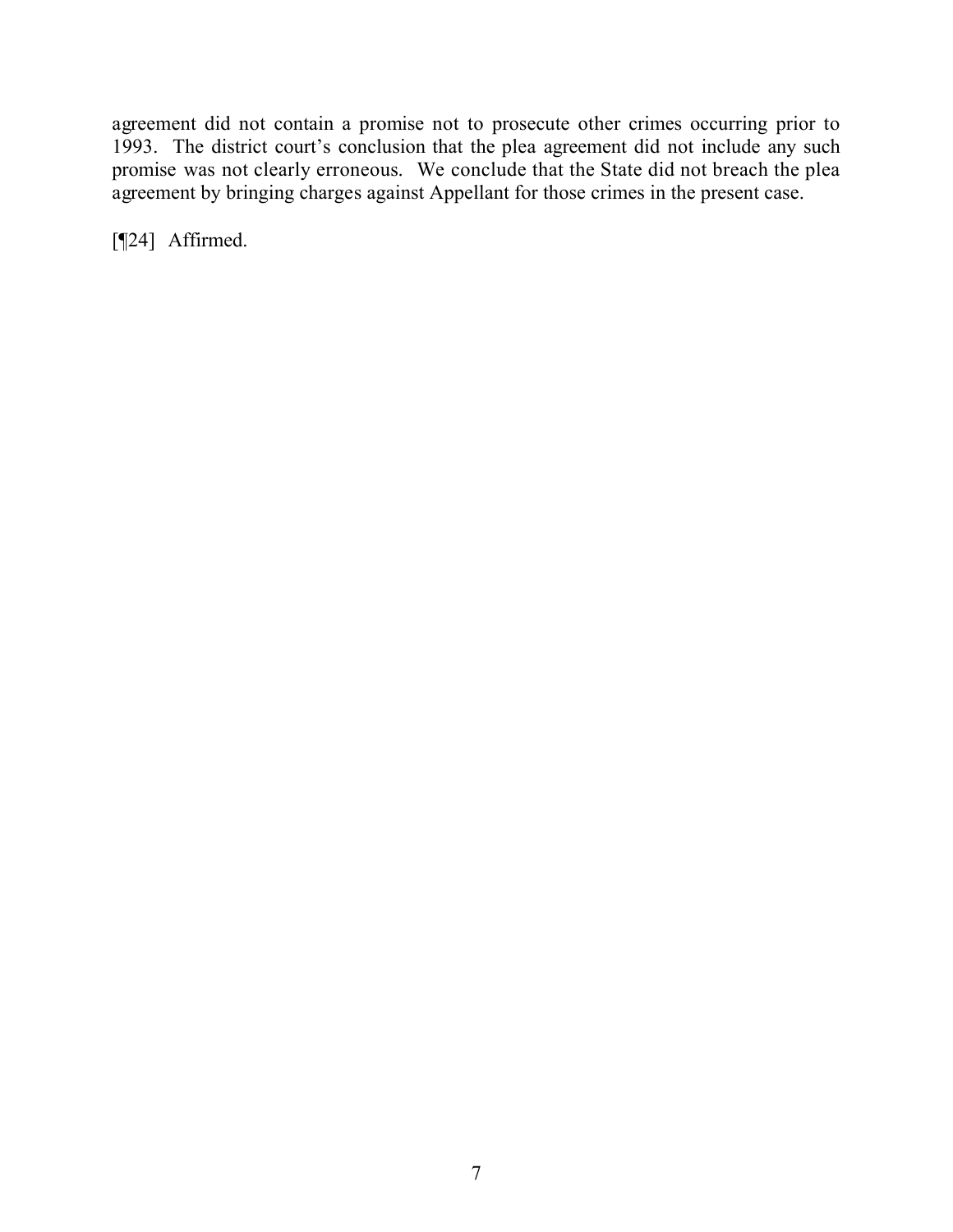agreement did not contain a promise not to prosecute other crimes occurring prior to 1993. The district court's conclusion that the plea agreement did not include any such promise was not clearly erroneous. We conclude that the State did not breach the plea agreement by bringing charges against Appellant for those crimes in the present case.

[¶24] Affirmed.